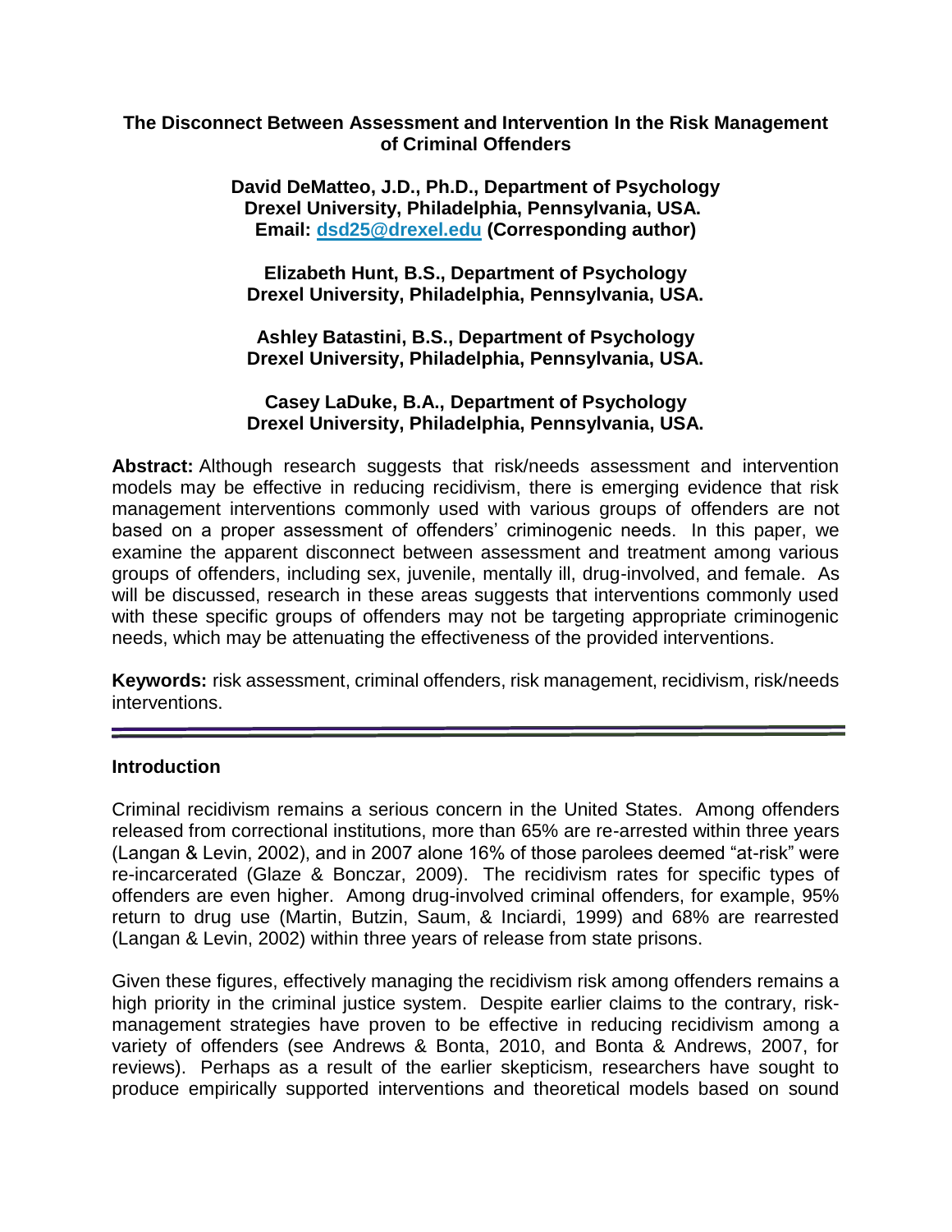# The Disconnect Between Assessment and Intervention In the Risk Management of Criminal Offenders

**David DeMatteo, J.D., Ph.D., Department of Psychology**
**Drexel University, Philadelphia, Pennsylvania, USA.**
**Email: dsd25@drexel.edu (Corresponding author)**

**Elizabeth Hunt, B.S., Department of Psychology**
**Drexel University, Philadelphia, Pennsylvania, USA.**

**Ashley Batastini, B.S., Department of Psychology**
**Drexel University, Philadelphia, Pennsylvania, USA.**

**Casey LaDuke, B.A., Department of Psychology**
**Drexel University, Philadelphia, Pennsylvania, USA.**

**Abstract:** Although research suggests that risk/needs assessment and intervention models may be effective in reducing recidivism, there is emerging evidence that risk management interventions commonly used with various groups of offenders are not based on a proper assessment of offenders' criminogenic needs. In this paper, we examine the apparent disconnect between assessment and treatment among various groups of offenders, including sex, juvenile, mentally ill, drug-involved, and female. As will be discussed, research in these areas suggests that interventions commonly used with these specific groups of offenders may not be targeting appropriate criminogenic needs, which may be attenuating the effectiveness of the provided interventions.

**Keywords:** risk assessment, criminal offenders, risk management, recidivism, risk/needs interventions.

---

## Introduction

Criminal recidivism remains a serious concern in the United States. Among offenders released from correctional institutions, more than 65% are re-arrested within three years (Langan & Levin, 2002), and in 2007 alone 16% of those parolees deemed "at-risk" were re-incarcerated (Glaze & Bonczar, 2009). The recidivism rates for specific types of offenders are even higher. Among drug-involved criminal offenders, for example, 95% return to drug use (Martin, Butzin, Saum, & Inciardi, 1999) and 68% are rearrested (Langan & Levin, 2002) within three years of release from state prisons.

Given these figures, effectively managing the recidivism risk among offenders remains a high priority in the criminal justice system. Despite earlier claims to the contrary, risk-management strategies have proven to be effective in reducing recidivism among a variety of offenders (see Andrews & Bonta, 2010, and Bonta & Andrews, 2007, for reviews). Perhaps as a result of the earlier skepticism, researchers have sought to produce empirically supported interventions and theoretical models based on sound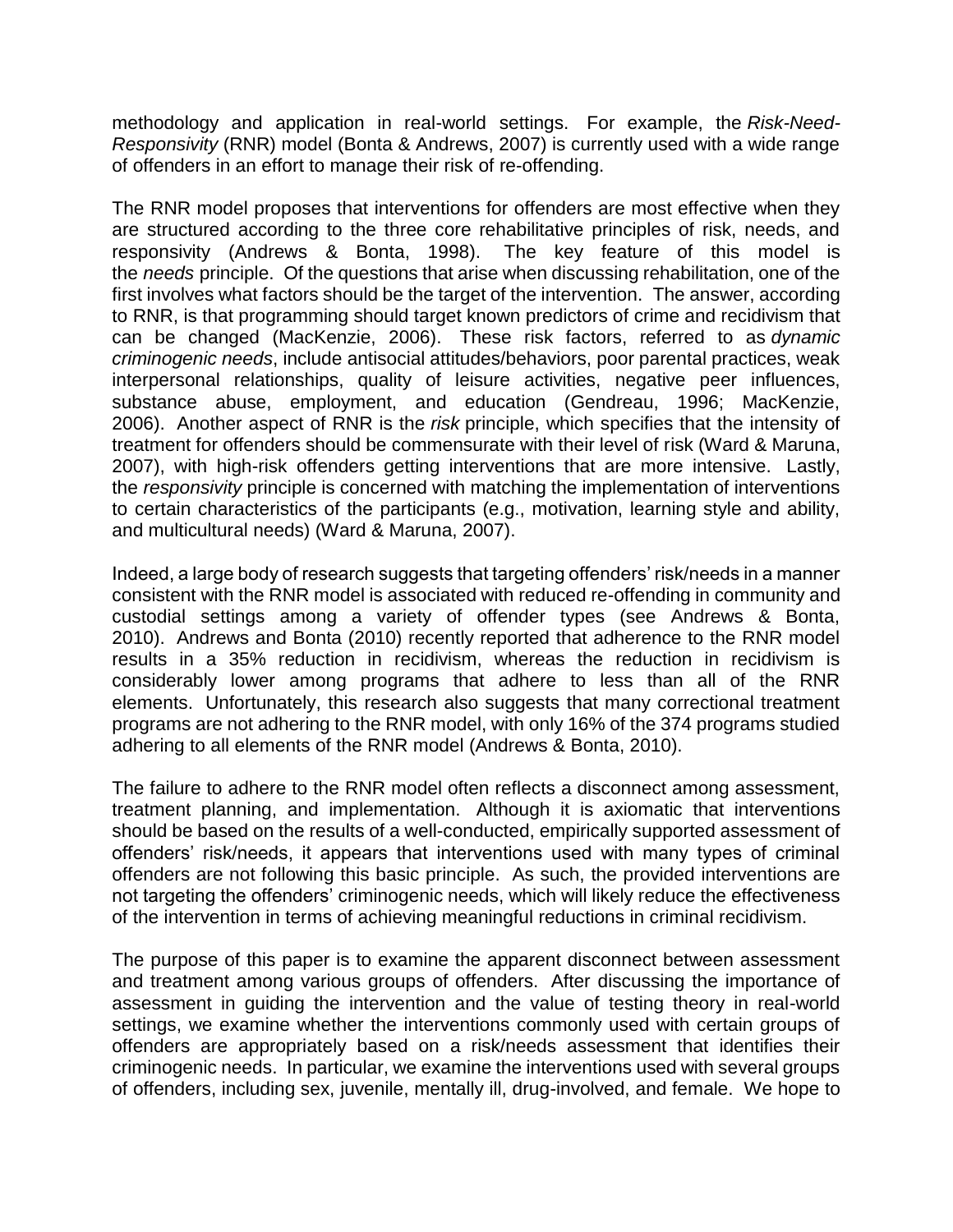methodology and application in real-world settings. For example, the *Risk-Need-Responsivity* (RNR) model (Bonta & Andrews, 2007) is currently used with a wide range of offenders in an effort to manage their risk of re-offending.

The RNR model proposes that interventions for offenders are most effective when they are structured according to the three core rehabilitative principles of risk, needs, and responsivity (Andrews & Bonta, 1998). The key feature of this model is the *needs* principle. Of the questions that arise when discussing rehabilitation, one of the first involves what factors should be the target of the intervention. The answer, according to RNR, is that programming should target known predictors of crime and recidivism that can be changed (MacKenzie, 2006). These risk factors, referred to as *dynamic criminogenic needs*, include antisocial attitudes/behaviors, poor parental practices, weak interpersonal relationships, quality of leisure activities, negative peer influences, substance abuse, employment, and education (Gendreau, 1996; MacKenzie, 2006). Another aspect of RNR is the *risk* principle, which specifies that the intensity of treatment for offenders should be commensurate with their level of risk (Ward & Maruna, 2007), with high-risk offenders getting interventions that are more intensive. Lastly, the *responsivity* principle is concerned with matching the implementation of interventions to certain characteristics of the participants (e.g., motivation, learning style and ability, and multicultural needs) (Ward & Maruna, 2007).

Indeed, a large body of research suggests that targeting offenders' risk/needs in a manner consistent with the RNR model is associated with reduced re-offending in community and custodial settings among a variety of offender types (see Andrews & Bonta, 2010). Andrews and Bonta (2010) recently reported that adherence to the RNR model results in a 35% reduction in recidivism, whereas the reduction in recidivism is considerably lower among programs that adhere to less than all of the RNR elements. Unfortunately, this research also suggests that many correctional treatment programs are not adhering to the RNR model, with only 16% of the 374 programs studied adhering to all elements of the RNR model (Andrews & Bonta, 2010).

The failure to adhere to the RNR model often reflects a disconnect among assessment, treatment planning, and implementation. Although it is axiomatic that interventions should be based on the results of a well-conducted, empirically supported assessment of offenders' risk/needs, it appears that interventions used with many types of criminal offenders are not following this basic principle. As such, the provided interventions are not targeting the offenders' criminogenic needs, which will likely reduce the effectiveness of the intervention in terms of achieving meaningful reductions in criminal recidivism.

The purpose of this paper is to examine the apparent disconnect between assessment and treatment among various groups of offenders. After discussing the importance of assessment in guiding the intervention and the value of testing theory in real-world settings, we examine whether the interventions commonly used with certain groups of offenders are appropriately based on a risk/needs assessment that identifies their criminogenic needs. In particular, we examine the interventions used with several groups of offenders, including sex, juvenile, mentally ill, drug-involved, and female. We hope to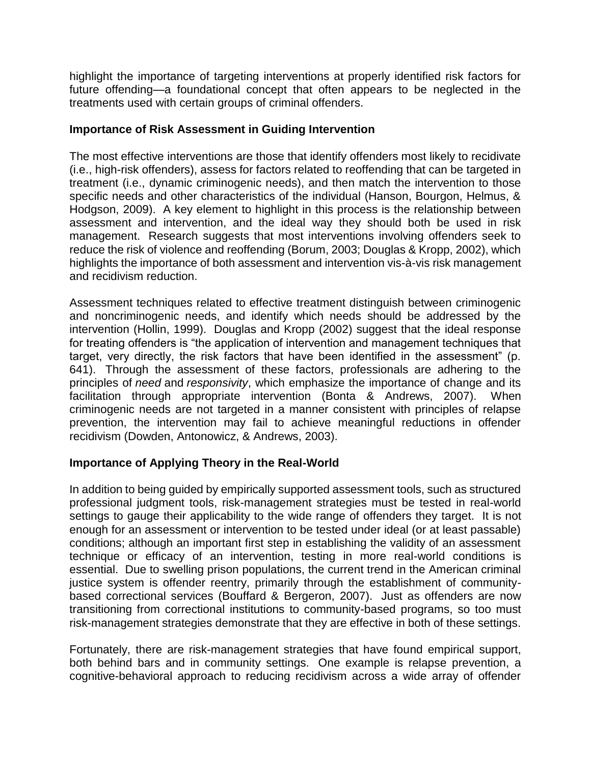highlight the importance of targeting interventions at properly identified risk factors for future offending—a foundational concept that often appears to be neglected in the treatments used with certain groups of criminal offenders.

**Importance of Risk Assessment in Guiding Intervention**

The most effective interventions are those that identify offenders most likely to recidivate (i.e., high-risk offenders), assess for factors related to reoffending that can be targeted in treatment (i.e., dynamic criminogenic needs), and then match the intervention to those specific needs and other characteristics of the individual (Hanson, Bourgon, Helmus, & Hodgson, 2009). A key element to highlight in this process is the relationship between assessment and intervention, and the ideal way they should both be used in risk management. Research suggests that most interventions involving offenders seek to reduce the risk of violence and reoffending (Borum, 2003; Douglas & Kropp, 2002), which highlights the importance of both assessment and intervention vis-à-vis risk management and recidivism reduction.

Assessment techniques related to effective treatment distinguish between criminogenic and noncriminogenic needs, and identify which needs should be addressed by the intervention (Hollin, 1999). Douglas and Kropp (2002) suggest that the ideal response for treating offenders is "the application of intervention and management techniques that target, very directly, the risk factors that have been identified in the assessment" (p. 641). Through the assessment of these factors, professionals are adhering to the principles of *need* and *responsivity*, which emphasize the importance of change and its facilitation through appropriate intervention (Bonta & Andrews, 2007). When criminogenic needs are not targeted in a manner consistent with principles of relapse prevention, the intervention may fail to achieve meaningful reductions in offender recidivism (Dowden, Antonowicz, & Andrews, 2003).

**Importance of Applying Theory in the Real-World**

In addition to being guided by empirically supported assessment tools, such as structured professional judgment tools, risk-management strategies must be tested in real-world settings to gauge their applicability to the wide range of offenders they target. It is not enough for an assessment or intervention to be tested under ideal (or at least passable) conditions; although an important first step in establishing the validity of an assessment technique or efficacy of an intervention, testing in more real-world conditions is essential. Due to swelling prison populations, the current trend in the American criminal justice system is offender reentry, primarily through the establishment of community-based correctional services (Bouffard & Bergeron, 2007). Just as offenders are now transitioning from correctional institutions to community-based programs, so too must risk-management strategies demonstrate that they are effective in both of these settings.

Fortunately, there are risk-management strategies that have found empirical support, both behind bars and in community settings. One example is relapse prevention, a cognitive-behavioral approach to reducing recidivism across a wide array of offender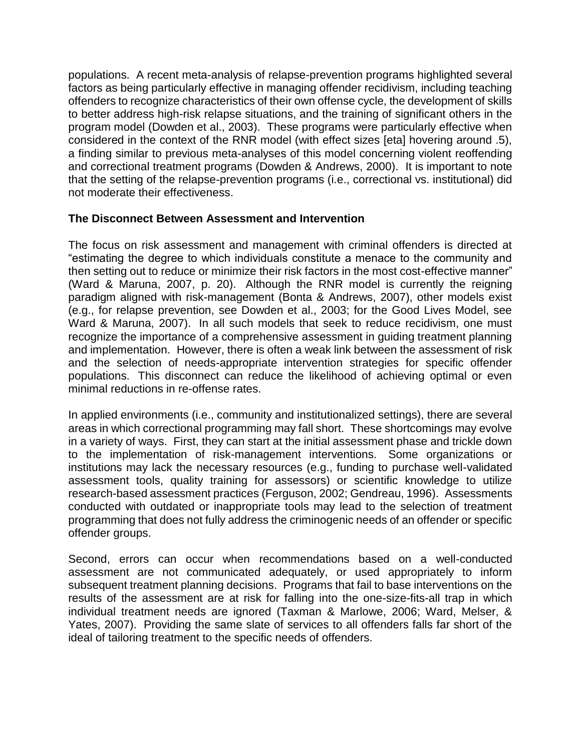populations. A recent meta-analysis of relapse-prevention programs highlighted several factors as being particularly effective in managing offender recidivism, including teaching offenders to recognize characteristics of their own offense cycle, the development of skills to better address high-risk relapse situations, and the training of significant others in the program model (Dowden et al., 2003). These programs were particularly effective when considered in the context of the RNR model (with effect sizes [eta] hovering around .5), a finding similar to previous meta-analyses of this model concerning violent reoffending and correctional treatment programs (Dowden & Andrews, 2000). It is important to note that the setting of the relapse-prevention programs (i.e., correctional vs. institutional) did not moderate their effectiveness.

## The Disconnect Between Assessment and Intervention

The focus on risk assessment and management with criminal offenders is directed at "estimating the degree to which individuals constitute a menace to the community and then setting out to reduce or minimize their risk factors in the most cost-effective manner" (Ward & Maruna, 2007, p. 20). Although the RNR model is currently the reigning paradigm aligned with risk-management (Bonta & Andrews, 2007), other models exist (e.g., for relapse prevention, see Dowden et al., 2003; for the Good Lives Model, see Ward & Maruna, 2007). In all such models that seek to reduce recidivism, one must recognize the importance of a comprehensive assessment in guiding treatment planning and implementation. However, there is often a weak link between the assessment of risk and the selection of needs-appropriate intervention strategies for specific offender populations. This disconnect can reduce the likelihood of achieving optimal or even minimal reductions in re-offense rates.

In applied environments (i.e., community and institutionalized settings), there are several areas in which correctional programming may fall short. These shortcomings may evolve in a variety of ways. First, they can start at the initial assessment phase and trickle down to the implementation of risk-management interventions. Some organizations or institutions may lack the necessary resources (e.g., funding to purchase well-validated assessment tools, quality training for assessors) or scientific knowledge to utilize research-based assessment practices (Ferguson, 2002; Gendreau, 1996). Assessments conducted with outdated or inappropriate tools may lead to the selection of treatment programming that does not fully address the criminogenic needs of an offender or specific offender groups.

Second, errors can occur when recommendations based on a well-conducted assessment are not communicated adequately, or used appropriately to inform subsequent treatment planning decisions. Programs that fail to base interventions on the results of the assessment are at risk for falling into the one-size-fits-all trap in which individual treatment needs are ignored (Taxman & Marlowe, 2006; Ward, Melser, & Yates, 2007). Providing the same slate of services to all offenders falls far short of the ideal of tailoring treatment to the specific needs of offenders.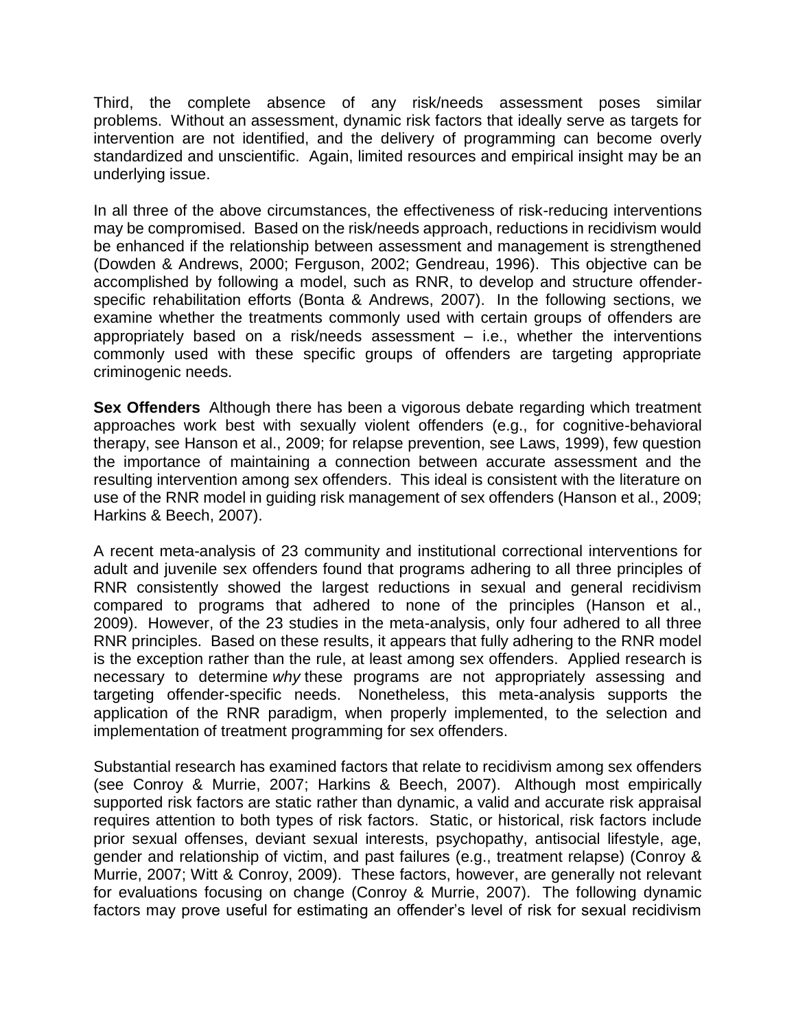Third, the complete absence of any risk/needs assessment poses similar problems. Without an assessment, dynamic risk factors that ideally serve as targets for intervention are not identified, and the delivery of programming can become overly standardized and unscientific. Again, limited resources and empirical insight may be an underlying issue.

In all three of the above circumstances, the effectiveness of risk-reducing interventions may be compromised. Based on the risk/needs approach, reductions in recidivism would be enhanced if the relationship between assessment and management is strengthened (Dowden & Andrews, 2000; Ferguson, 2002; Gendreau, 1996). This objective can be accomplished by following a model, such as RNR, to develop and structure offender-specific rehabilitation efforts (Bonta & Andrews, 2007). In the following sections, we examine whether the treatments commonly used with certain groups of offenders are appropriately based on a risk/needs assessment – i.e., whether the interventions commonly used with these specific groups of offenders are targeting appropriate criminogenic needs.

**Sex Offenders** Although there has been a vigorous debate regarding which treatment approaches work best with sexually violent offenders (e.g., for cognitive-behavioral therapy, see Hanson et al., 2009; for relapse prevention, see Laws, 1999), few question the importance of maintaining a connection between accurate assessment and the resulting intervention among sex offenders. This ideal is consistent with the literature on use of the RNR model in guiding risk management of sex offenders (Hanson et al., 2009; Harkins & Beech, 2007).

A recent meta-analysis of 23 community and institutional correctional interventions for adult and juvenile sex offenders found that programs adhering to all three principles of RNR consistently showed the largest reductions in sexual and general recidivism compared to programs that adhered to none of the principles (Hanson et al., 2009). However, of the 23 studies in the meta-analysis, only four adhered to all three RNR principles. Based on these results, it appears that fully adhering to the RNR model is the exception rather than the rule, at least among sex offenders. Applied research is necessary to determine *why* these programs are not appropriately assessing and targeting offender-specific needs. Nonetheless, this meta-analysis supports the application of the RNR paradigm, when properly implemented, to the selection and implementation of treatment programming for sex offenders.

Substantial research has examined factors that relate to recidivism among sex offenders (see Conroy & Murrie, 2007; Harkins & Beech, 2007). Although most empirically supported risk factors are static rather than dynamic, a valid and accurate risk appraisal requires attention to both types of risk factors. Static, or historical, risk factors include prior sexual offenses, deviant sexual interests, psychopathy, antisocial lifestyle, age, gender and relationship of victim, and past failures (e.g., treatment relapse) (Conroy & Murrie, 2007; Witt & Conroy, 2009). These factors, however, are generally not relevant for evaluations focusing on change (Conroy & Murrie, 2007). The following dynamic factors may prove useful for estimating an offender's level of risk for sexual recidivism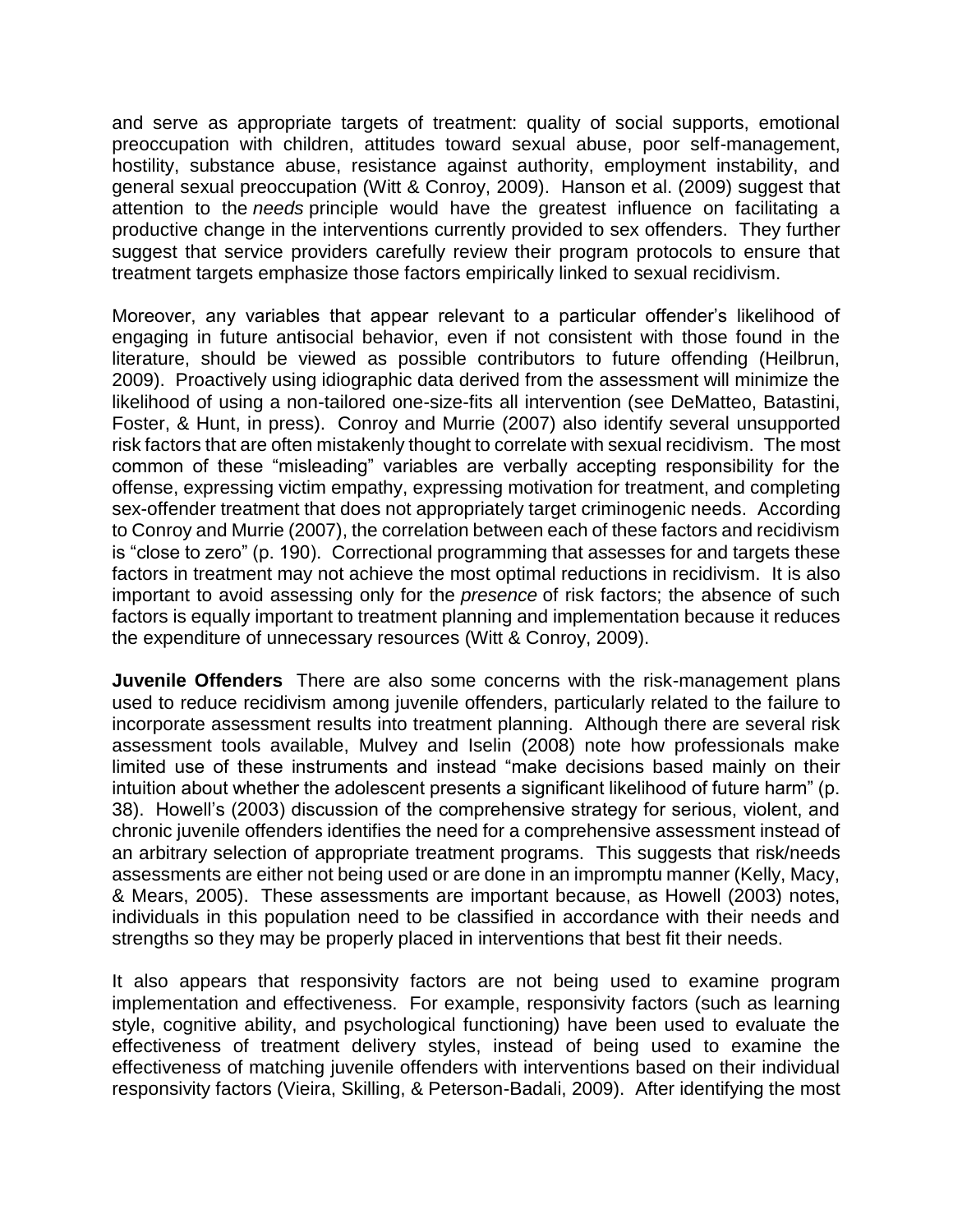and serve as appropriate targets of treatment: quality of social supports, emotional preoccupation with children, attitudes toward sexual abuse, poor self-management, hostility, substance abuse, resistance against authority, employment instability, and general sexual preoccupation (Witt & Conroy, 2009). Hanson et al. (2009) suggest that attention to the *needs* principle would have the greatest influence on facilitating a productive change in the interventions currently provided to sex offenders. They further suggest that service providers carefully review their program protocols to ensure that treatment targets emphasize those factors empirically linked to sexual recidivism.

Moreover, any variables that appear relevant to a particular offender's likelihood of engaging in future antisocial behavior, even if not consistent with those found in the literature, should be viewed as possible contributors to future offending (Heilbrun, 2009). Proactively using idiographic data derived from the assessment will minimize the likelihood of using a non-tailored one-size-fits all intervention (see DeMatteo, Batastini, Foster, & Hunt, in press). Conroy and Murrie (2007) also identify several unsupported risk factors that are often mistakenly thought to correlate with sexual recidivism. The most common of these "misleading" variables are verbally accepting responsibility for the offense, expressing victim empathy, expressing motivation for treatment, and completing sex-offender treatment that does not appropriately target criminogenic needs. According to Conroy and Murrie (2007), the correlation between each of these factors and recidivism is "close to zero" (p. 190). Correctional programming that assesses for and targets these factors in treatment may not achieve the most optimal reductions in recidivism. It is also important to avoid assessing only for the *presence* of risk factors; the absence of such factors is equally important to treatment planning and implementation because it reduces the expenditure of unnecessary resources (Witt & Conroy, 2009).

**Juvenile Offenders** There are also some concerns with the risk-management plans used to reduce recidivism among juvenile offenders, particularly related to the failure to incorporate assessment results into treatment planning. Although there are several risk assessment tools available, Mulvey and Iselin (2008) note how professionals make limited use of these instruments and instead "make decisions based mainly on their intuition about whether the adolescent presents a significant likelihood of future harm" (p. 38). Howell's (2003) discussion of the comprehensive strategy for serious, violent, and chronic juvenile offenders identifies the need for a comprehensive assessment instead of an arbitrary selection of appropriate treatment programs. This suggests that risk/needs assessments are either not being used or are done in an impromptu manner (Kelly, Macy, & Mears, 2005). These assessments are important because, as Howell (2003) notes, individuals in this population need to be classified in accordance with their needs and strengths so they may be properly placed in interventions that best fit their needs.

It also appears that responsivity factors are not being used to examine program implementation and effectiveness. For example, responsivity factors (such as learning style, cognitive ability, and psychological functioning) have been used to evaluate the effectiveness of treatment delivery styles, instead of being used to examine the effectiveness of matching juvenile offenders with interventions based on their individual responsivity factors (Vieira, Skilling, & Peterson-Badali, 2009). After identifying the most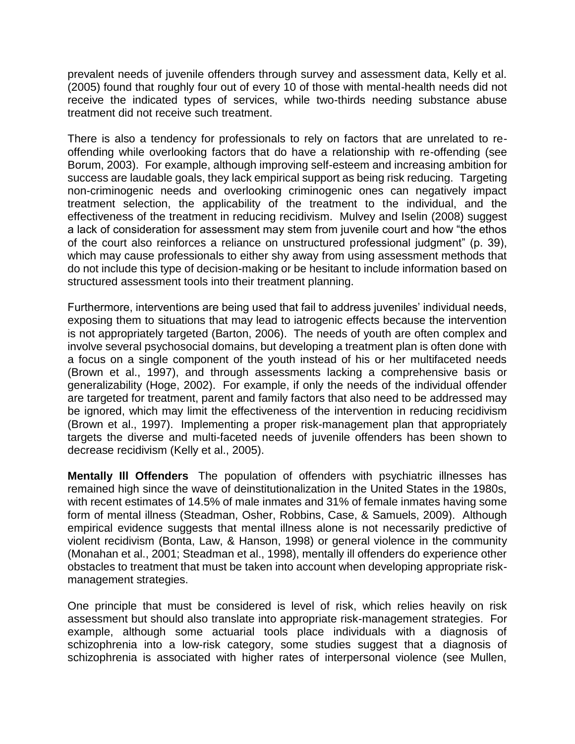prevalent needs of juvenile offenders through survey and assessment data, Kelly et al. (2005) found that roughly four out of every 10 of those with mental-health needs did not receive the indicated types of services, while two-thirds needing substance abuse treatment did not receive such treatment.

There is also a tendency for professionals to rely on factors that are unrelated to re-offending while overlooking factors that do have a relationship with re-offending (see Borum, 2003). For example, although improving self-esteem and increasing ambition for success are laudable goals, they lack empirical support as being risk reducing. Targeting non-criminogenic needs and overlooking criminogenic ones can negatively impact treatment selection, the applicability of the treatment to the individual, and the effectiveness of the treatment in reducing recidivism. Mulvey and Iselin (2008) suggest a lack of consideration for assessment may stem from juvenile court and how "the ethos of the court also reinforces a reliance on unstructured professional judgment" (p. 39), which may cause professionals to either shy away from using assessment methods that do not include this type of decision-making or be hesitant to include information based on structured assessment tools into their treatment planning.

Furthermore, interventions are being used that fail to address juveniles' individual needs, exposing them to situations that may lead to iatrogenic effects because the intervention is not appropriately targeted (Barton, 2006). The needs of youth are often complex and involve several psychosocial domains, but developing a treatment plan is often done with a focus on a single component of the youth instead of his or her multifaceted needs (Brown et al., 1997), and through assessments lacking a comprehensive basis or generalizability (Hoge, 2002). For example, if only the needs of the individual offender are targeted for treatment, parent and family factors that also need to be addressed may be ignored, which may limit the effectiveness of the intervention in reducing recidivism (Brown et al., 1997). Implementing a proper risk-management plan that appropriately targets the diverse and multi-faceted needs of juvenile offenders has been shown to decrease recidivism (Kelly et al., 2005).

**Mentally Ill Offenders** The population of offenders with psychiatric illnesses has remained high since the wave of deinstitutionalization in the United States in the 1980s, with recent estimates of 14.5% of male inmates and 31% of female inmates having some form of mental illness (Steadman, Osher, Robbins, Case, & Samuels, 2009). Although empirical evidence suggests that mental illness alone is not necessarily predictive of violent recidivism (Bonta, Law, & Hanson, 1998) or general violence in the community (Monahan et al., 2001; Steadman et al., 1998), mentally ill offenders do experience other obstacles to treatment that must be taken into account when developing appropriate risk-management strategies.

One principle that must be considered is level of risk, which relies heavily on risk assessment but should also translate into appropriate risk-management strategies. For example, although some actuarial tools place individuals with a diagnosis of schizophrenia into a low-risk category, some studies suggest that a diagnosis of schizophrenia is associated with higher rates of interpersonal violence (see Mullen,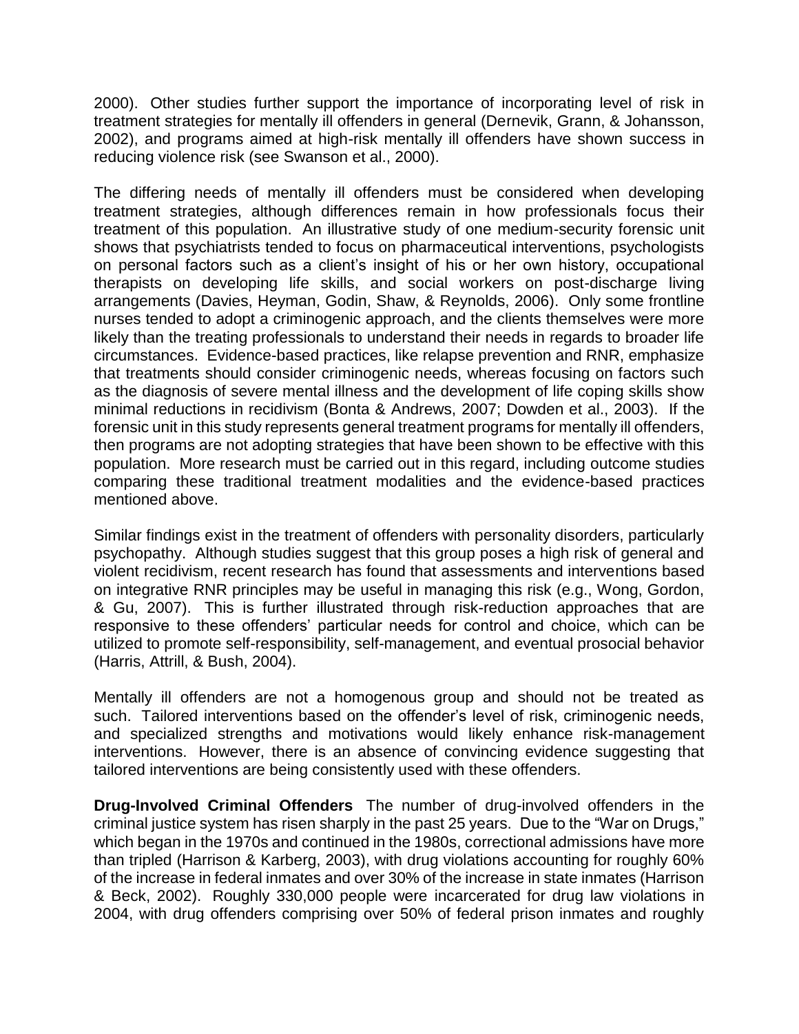2000). Other studies further support the importance of incorporating level of risk in treatment strategies for mentally ill offenders in general (Dernevik, Grann, & Johansson, 2002), and programs aimed at high-risk mentally ill offenders have shown success in reducing violence risk (see Swanson et al., 2000).

The differing needs of mentally ill offenders must be considered when developing treatment strategies, although differences remain in how professionals focus their treatment of this population. An illustrative study of one medium-security forensic unit shows that psychiatrists tended to focus on pharmaceutical interventions, psychologists on personal factors such as a client's insight of his or her own history, occupational therapists on developing life skills, and social workers on post-discharge living arrangements (Davies, Heyman, Godin, Shaw, & Reynolds, 2006). Only some frontline nurses tended to adopt a criminogenic approach, and the clients themselves were more likely than the treating professionals to understand their needs in regards to broader life circumstances. Evidence-based practices, like relapse prevention and RNR, emphasize that treatments should consider criminogenic needs, whereas focusing on factors such as the diagnosis of severe mental illness and the development of life coping skills show minimal reductions in recidivism (Bonta & Andrews, 2007; Dowden et al., 2003). If the forensic unit in this study represents general treatment programs for mentally ill offenders, then programs are not adopting strategies that have been shown to be effective with this population. More research must be carried out in this regard, including outcome studies comparing these traditional treatment modalities and the evidence-based practices mentioned above.

Similar findings exist in the treatment of offenders with personality disorders, particularly psychopathy. Although studies suggest that this group poses a high risk of general and violent recidivism, recent research has found that assessments and interventions based on integrative RNR principles may be useful in managing this risk (e.g., Wong, Gordon, & Gu, 2007). This is further illustrated through risk-reduction approaches that are responsive to these offenders' particular needs for control and choice, which can be utilized to promote self-responsibility, self-management, and eventual prosocial behavior (Harris, Attrill, & Bush, 2004).

Mentally ill offenders are not a homogenous group and should not be treated as such. Tailored interventions based on the offender's level of risk, criminogenic needs, and specialized strengths and motivations would likely enhance risk-management interventions. However, there is an absence of convincing evidence suggesting that tailored interventions are being consistently used with these offenders.

**Drug-Involved Criminal Offenders** The number of drug-involved offenders in the criminal justice system has risen sharply in the past 25 years. Due to the "War on Drugs," which began in the 1970s and continued in the 1980s, correctional admissions have more than tripled (Harrison & Karberg, 2003), with drug violations accounting for roughly 60% of the increase in federal inmates and over 30% of the increase in state inmates (Harrison & Beck, 2002). Roughly 330,000 people were incarcerated for drug law violations in 2004, with drug offenders comprising over 50% of federal prison inmates and roughly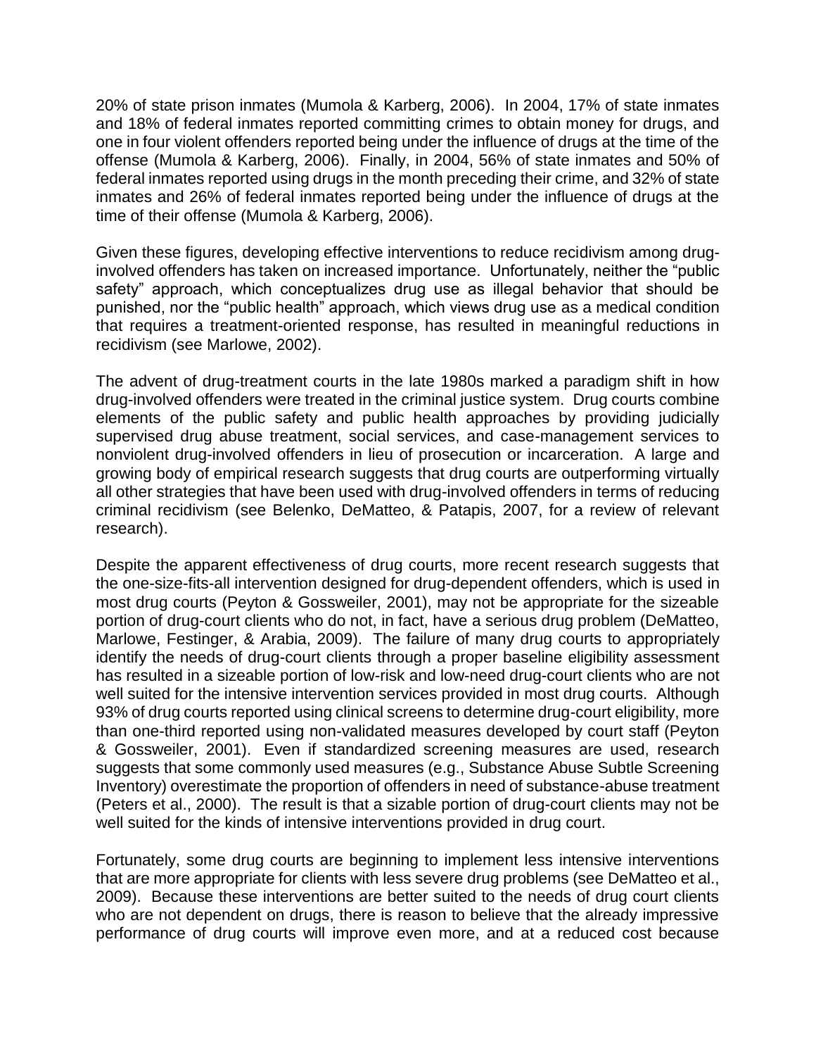20% of state prison inmates (Mumola & Karberg, 2006). In 2004, 17% of state inmates and 18% of federal inmates reported committing crimes to obtain money for drugs, and one in four violent offenders reported being under the influence of drugs at the time of the offense (Mumola & Karberg, 2006). Finally, in 2004, 56% of state inmates and 50% of federal inmates reported using drugs in the month preceding their crime, and 32% of state inmates and 26% of federal inmates reported being under the influence of drugs at the time of their offense (Mumola & Karberg, 2006).

Given these figures, developing effective interventions to reduce recidivism among drug-involved offenders has taken on increased importance. Unfortunately, neither the "public safety" approach, which conceptualizes drug use as illegal behavior that should be punished, nor the "public health" approach, which views drug use as a medical condition that requires a treatment-oriented response, has resulted in meaningful reductions in recidivism (see Marlowe, 2002).

The advent of drug-treatment courts in the late 1980s marked a paradigm shift in how drug-involved offenders were treated in the criminal justice system. Drug courts combine elements of the public safety and public health approaches by providing judicially supervised drug abuse treatment, social services, and case-management services to nonviolent drug-involved offenders in lieu of prosecution or incarceration. A large and growing body of empirical research suggests that drug courts are outperforming virtually all other strategies that have been used with drug-involved offenders in terms of reducing criminal recidivism (see Belenko, DeMatteo, & Patapis, 2007, for a review of relevant research).

Despite the apparent effectiveness of drug courts, more recent research suggests that the one-size-fits-all intervention designed for drug-dependent offenders, which is used in most drug courts (Peyton & Gossweiler, 2001), may not be appropriate for the sizeable portion of drug-court clients who do not, in fact, have a serious drug problem (DeMatteo, Marlowe, Festinger, & Arabia, 2009). The failure of many drug courts to appropriately identify the needs of drug-court clients through a proper baseline eligibility assessment has resulted in a sizeable portion of low-risk and low-need drug-court clients who are not well suited for the intensive intervention services provided in most drug courts. Although 93% of drug courts reported using clinical screens to determine drug-court eligibility, more than one-third reported using non-validated measures developed by court staff (Peyton & Gossweiler, 2001). Even if standardized screening measures are used, research suggests that some commonly used measures (e.g., Substance Abuse Subtle Screening Inventory) overestimate the proportion of offenders in need of substance-abuse treatment (Peters et al., 2000). The result is that a sizable portion of drug-court clients may not be well suited for the kinds of intensive interventions provided in drug court.

Fortunately, some drug courts are beginning to implement less intensive interventions that are more appropriate for clients with less severe drug problems (see DeMatteo et al., 2009). Because these interventions are better suited to the needs of drug court clients who are not dependent on drugs, there is reason to believe that the already impressive performance of drug courts will improve even more, and at a reduced cost because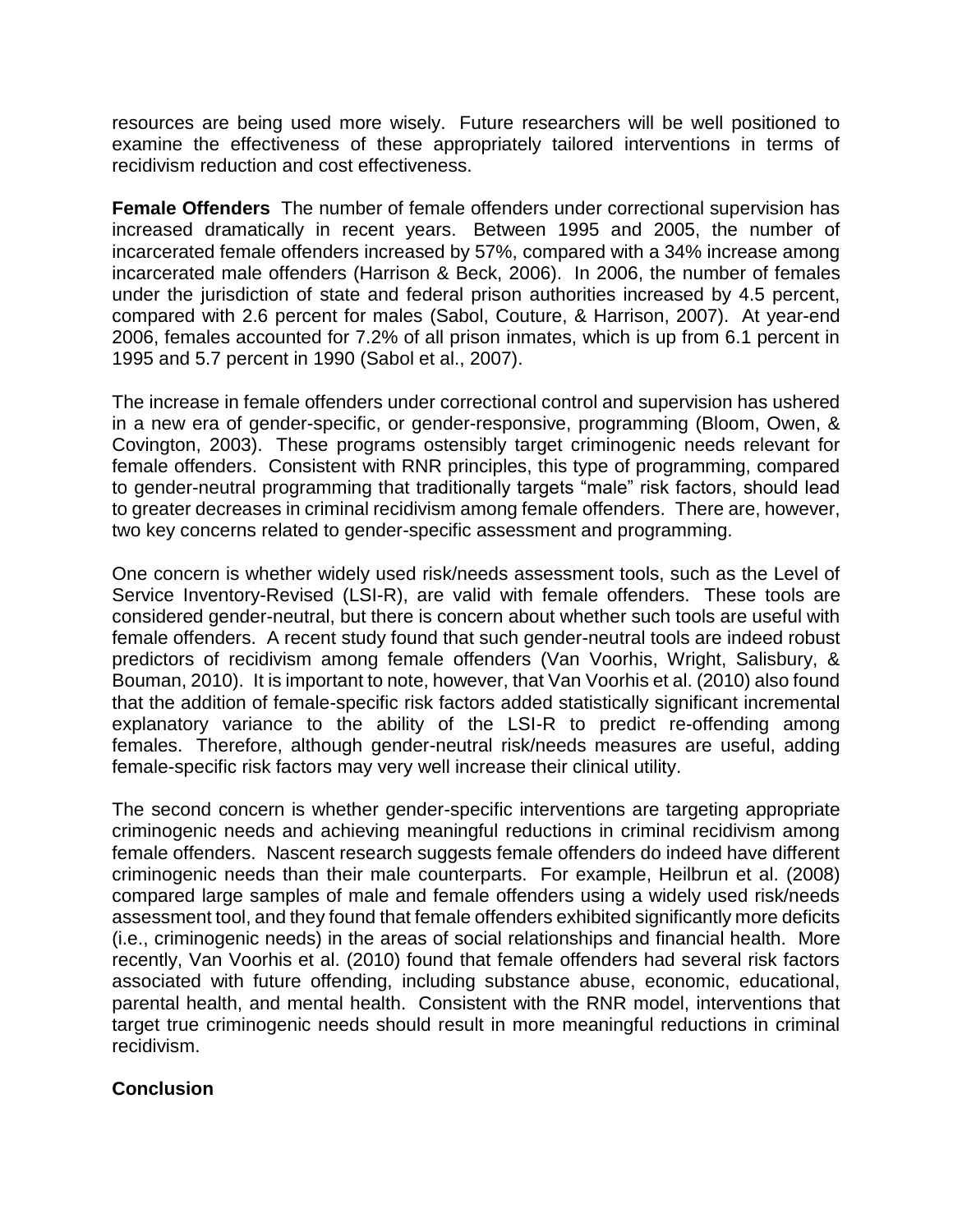resources are being used more wisely. Future researchers will be well positioned to examine the effectiveness of these appropriately tailored interventions in terms of recidivism reduction and cost effectiveness.

**Female Offenders** The number of female offenders under correctional supervision has increased dramatically in recent years. Between 1995 and 2005, the number of incarcerated female offenders increased by 57%, compared with a 34% increase among incarcerated male offenders (Harrison & Beck, 2006). In 2006, the number of females under the jurisdiction of state and federal prison authorities increased by 4.5 percent, compared with 2.6 percent for males (Sabol, Couture, & Harrison, 2007). At year-end 2006, females accounted for 7.2% of all prison inmates, which is up from 6.1 percent in 1995 and 5.7 percent in 1990 (Sabol et al., 2007).

The increase in female offenders under correctional control and supervision has ushered in a new era of gender-specific, or gender-responsive, programming (Bloom, Owen, & Covington, 2003). These programs ostensibly target criminogenic needs relevant for female offenders. Consistent with RNR principles, this type of programming, compared to gender-neutral programming that traditionally targets "male" risk factors, should lead to greater decreases in criminal recidivism among female offenders. There are, however, two key concerns related to gender-specific assessment and programming.

One concern is whether widely used risk/needs assessment tools, such as the Level of Service Inventory-Revised (LSI-R), are valid with female offenders. These tools are considered gender-neutral, but there is concern about whether such tools are useful with female offenders. A recent study found that such gender-neutral tools are indeed robust predictors of recidivism among female offenders (Van Voorhis, Wright, Salisbury, & Bouman, 2010). It is important to note, however, that Van Voorhis et al. (2010) also found that the addition of female-specific risk factors added statistically significant incremental explanatory variance to the ability of the LSI-R to predict re-offending among females. Therefore, although gender-neutral risk/needs measures are useful, adding female-specific risk factors may very well increase their clinical utility.

The second concern is whether gender-specific interventions are targeting appropriate criminogenic needs and achieving meaningful reductions in criminal recidivism among female offenders. Nascent research suggests female offenders do indeed have different criminogenic needs than their male counterparts. For example, Heilbrun et al. (2008) compared large samples of male and female offenders using a widely used risk/needs assessment tool, and they found that female offenders exhibited significantly more deficits (i.e., criminogenic needs) in the areas of social relationships and financial health. More recently, Van Voorhis et al. (2010) found that female offenders had several risk factors associated with future offending, including substance abuse, economic, educational, parental health, and mental health. Consistent with the RNR model, interventions that target true criminogenic needs should result in more meaningful reductions in criminal recidivism.

**Conclusion**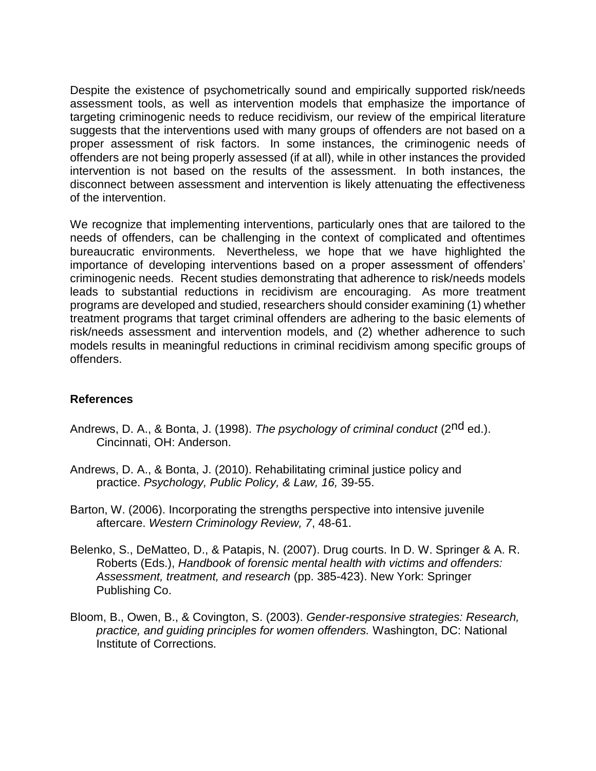Despite the existence of psychometrically sound and empirically supported risk/needs assessment tools, as well as intervention models that emphasize the importance of targeting criminogenic needs to reduce recidivism, our review of the empirical literature suggests that the interventions used with many groups of offenders are not based on a proper assessment of risk factors. In some instances, the criminogenic needs of offenders are not being properly assessed (if at all), while in other instances the provided intervention is not based on the results of the assessment. In both instances, the disconnect between assessment and intervention is likely attenuating the effectiveness of the intervention.

We recognize that implementing interventions, particularly ones that are tailored to the needs of offenders, can be challenging in the context of complicated and oftentimes bureaucratic environments. Nevertheless, we hope that we have highlighted the importance of developing interventions based on a proper assessment of offenders' criminogenic needs. Recent studies demonstrating that adherence to risk/needs models leads to substantial reductions in recidivism are encouraging. As more treatment programs are developed and studied, researchers should consider examining (1) whether treatment programs that target criminal offenders are adhering to the basic elements of risk/needs assessment and intervention models, and (2) whether adherence to such models results in meaningful reductions in criminal recidivism among specific groups of offenders.

**References**

Andrews, D. A., & Bonta, J. (1998). *The psychology of criminal conduct* (2nd ed.). Cincinnati, OH: Anderson.

Andrews, D. A., & Bonta, J. (2010). Rehabilitating criminal justice policy and practice. *Psychology, Public Policy, & Law, 16,* 39-55.

Barton, W. (2006). Incorporating the strengths perspective into intensive juvenile aftercare. *Western Criminology Review, 7*, 48-61.

Belenko, S., DeMatteo, D., & Patapis, N. (2007). Drug courts. In D. W. Springer & A. R. Roberts (Eds.), *Handbook of forensic mental health with victims and offenders: Assessment, treatment, and research* (pp. 385-423). New York: Springer Publishing Co.

Bloom, B., Owen, B., & Covington, S. (2003). *Gender-responsive strategies: Research, practice, and guiding principles for women offenders.* Washington, DC: National Institute of Corrections.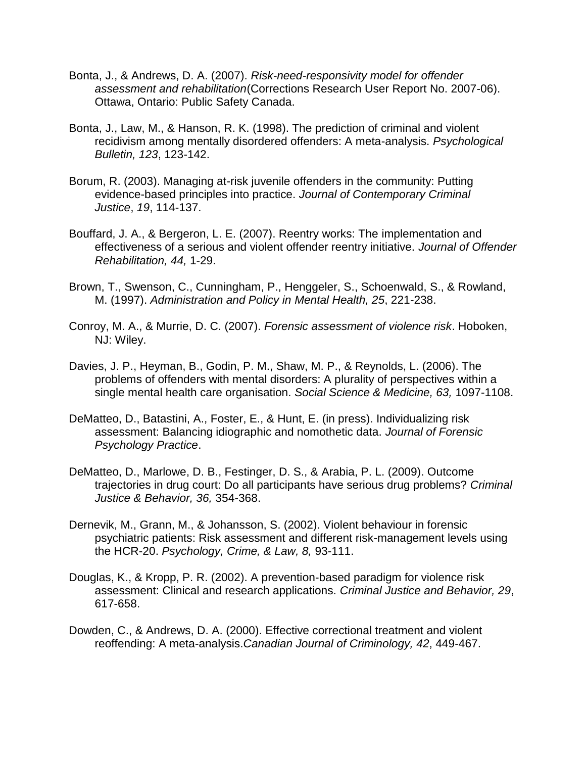Bonta, J., & Andrews, D. A. (2007). *Risk-need-responsivity model for offender assessment and rehabilitation*(Corrections Research User Report No. 2007-06). Ottawa, Ontario: Public Safety Canada.

Bonta, J., Law, M., & Hanson, R. K. (1998). The prediction of criminal and violent recidivism among mentally disordered offenders: A meta-analysis. *Psychological Bulletin, 123*, 123-142.

Borum, R. (2003). Managing at-risk juvenile offenders in the community: Putting evidence-based principles into practice. *Journal of Contemporary Criminal Justice*, *19*, 114-137.

Bouffard, J. A., & Bergeron, L. E. (2007). Reentry works: The implementation and effectiveness of a serious and violent offender reentry initiative. *Journal of Offender Rehabilitation, 44,* 1-29.

Brown, T., Swenson, C., Cunningham, P., Henggeler, S., Schoenwald, S., & Rowland, M. (1997). *Administration and Policy in Mental Health, 25*, 221-238.

Conroy, M. A., & Murrie, D. C. (2007). *Forensic assessment of violence risk*. Hoboken, NJ: Wiley.

Davies, J. P., Heyman, B., Godin, P. M., Shaw, M. P., & Reynolds, L. (2006). The problems of offenders with mental disorders: A plurality of perspectives within a single mental health care organisation. *Social Science & Medicine, 63,* 1097-1108.

DeMatteo, D., Batastini, A., Foster, E., & Hunt, E. (in press). Individualizing risk assessment: Balancing idiographic and nomothetic data. *Journal of Forensic Psychology Practice*.

DeMatteo, D., Marlowe, D. B., Festinger, D. S., & Arabia, P. L. (2009). Outcome trajectories in drug court: Do all participants have serious drug problems? *Criminal Justice & Behavior, 36,* 354-368.

Dernevik, M., Grann, M., & Johansson, S. (2002). Violent behaviour in forensic psychiatric patients: Risk assessment and different risk-management levels using the HCR-20. *Psychology, Crime, & Law, 8,* 93-111.

Douglas, K., & Kropp, P. R. (2002). A prevention-based paradigm for violence risk assessment: Clinical and research applications. *Criminal Justice and Behavior, 29*, 617-658.

Dowden, C., & Andrews, D. A. (2000). Effective correctional treatment and violent reoffending: A meta-analysis.*Canadian Journal of Criminology, 42*, 449-467.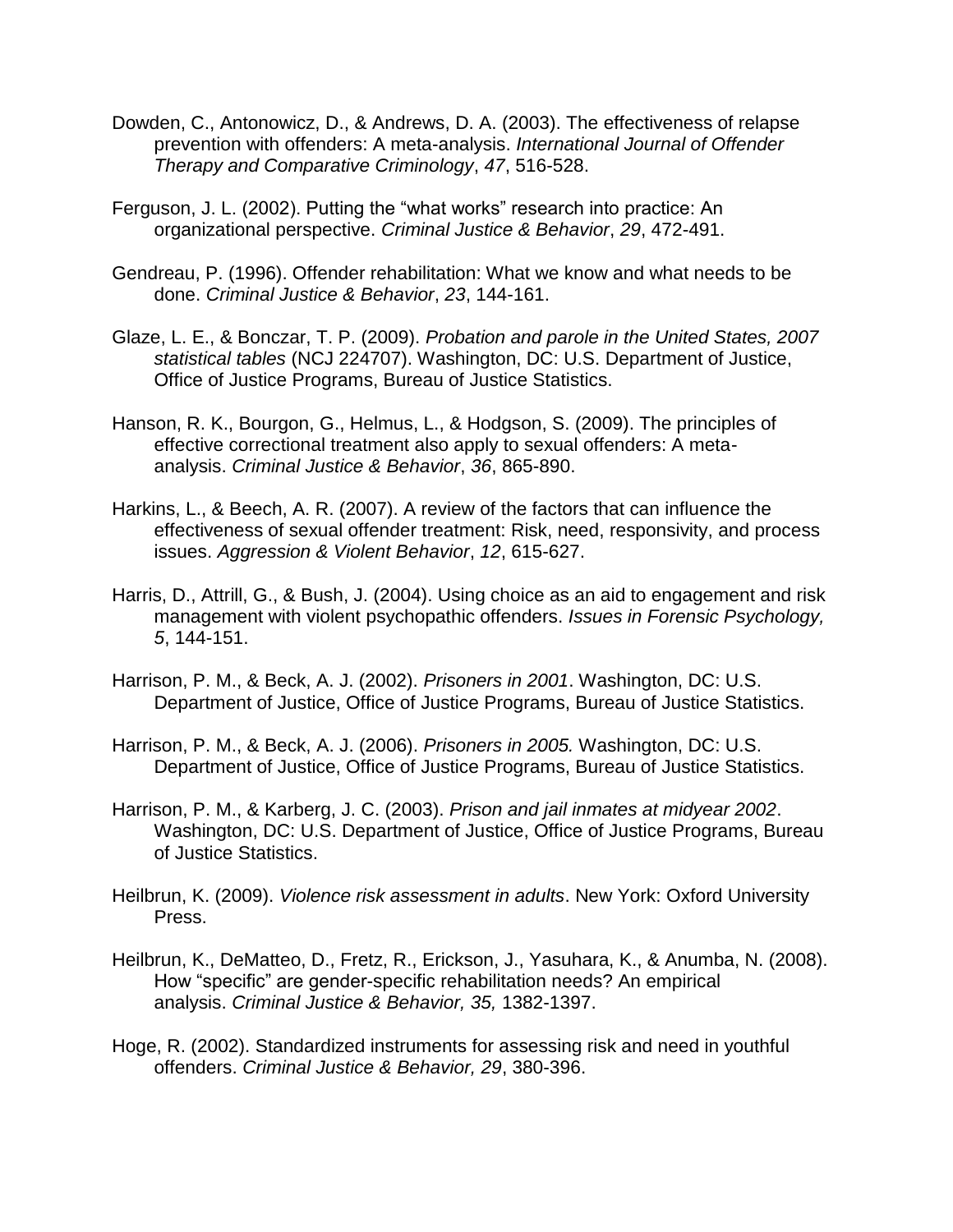Dowden, C., Antonowicz, D., & Andrews, D. A. (2003). The effectiveness of relapse prevention with offenders: A meta-analysis. *International Journal of Offender Therapy and Comparative Criminology*, *47*, 516-528.

Ferguson, J. L. (2002). Putting the "what works" research into practice: An organizational perspective. *Criminal Justice & Behavior*, *29*, 472-491.

Gendreau, P. (1996). Offender rehabilitation: What we know and what needs to be done. *Criminal Justice & Behavior*, *23*, 144-161.

Glaze, L. E., & Bonczar, T. P. (2009). *Probation and parole in the United States, 2007 statistical tables* (NCJ 224707). Washington, DC: U.S. Department of Justice, Office of Justice Programs, Bureau of Justice Statistics.

Hanson, R. K., Bourgon, G., Helmus, L., & Hodgson, S. (2009). The principles of effective correctional treatment also apply to sexual offenders: A meta-analysis. *Criminal Justice & Behavior*, *36*, 865-890.

Harkins, L., & Beech, A. R. (2007). A review of the factors that can influence the effectiveness of sexual offender treatment: Risk, need, responsivity, and process issues. *Aggression & Violent Behavior*, *12*, 615-627.

Harris, D., Attrill, G., & Bush, J. (2004). Using choice as an aid to engagement and risk management with violent psychopathic offenders. *Issues in Forensic Psychology, 5*, 144-151.

Harrison, P. M., & Beck, A. J. (2002). *Prisoners in 2001*. Washington, DC: U.S. Department of Justice, Office of Justice Programs, Bureau of Justice Statistics.

Harrison, P. M., & Beck, A. J. (2006). *Prisoners in 2005.* Washington, DC: U.S. Department of Justice, Office of Justice Programs, Bureau of Justice Statistics.

Harrison, P. M., & Karberg, J. C. (2003). *Prison and jail inmates at midyear 2002*. Washington, DC: U.S. Department of Justice, Office of Justice Programs, Bureau of Justice Statistics.

Heilbrun, K. (2009). *Violence risk assessment in adults*. New York: Oxford University Press.

Heilbrun, K., DeMatteo, D., Fretz, R., Erickson, J., Yasuhara, K., & Anumba, N. (2008). How "specific" are gender-specific rehabilitation needs? An empirical analysis. *Criminal Justice & Behavior, 35,* 1382-1397.

Hoge, R. (2002). Standardized instruments for assessing risk and need in youthful offenders. *Criminal Justice & Behavior, 29*, 380-396.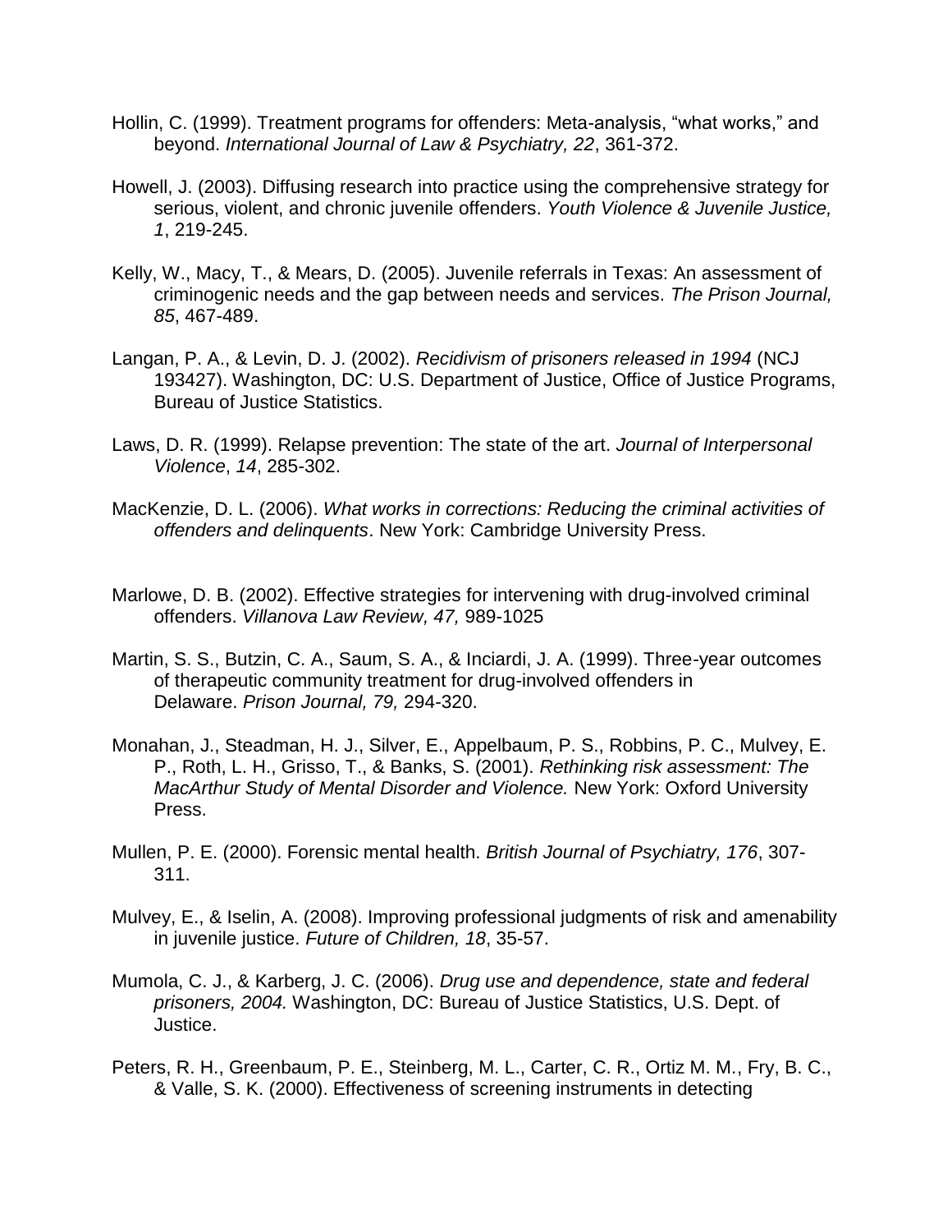Hollin, C. (1999). Treatment programs for offenders: Meta-analysis, "what works," and beyond. *International Journal of Law & Psychiatry, 22*, 361-372.

Howell, J. (2003). Diffusing research into practice using the comprehensive strategy for serious, violent, and chronic juvenile offenders. *Youth Violence & Juvenile Justice, 1*, 219-245.

Kelly, W., Macy, T., & Mears, D. (2005). Juvenile referrals in Texas: An assessment of criminogenic needs and the gap between needs and services. *The Prison Journal, 85*, 467-489.

Langan, P. A., & Levin, D. J. (2002). *Recidivism of prisoners released in 1994* (NCJ 193427). Washington, DC: U.S. Department of Justice, Office of Justice Programs, Bureau of Justice Statistics.

Laws, D. R. (1999). Relapse prevention: The state of the art. *Journal of Interpersonal Violence*, *14*, 285-302.

MacKenzie, D. L. (2006). *What works in corrections: Reducing the criminal activities of offenders and delinquents*. New York: Cambridge University Press.

Marlowe, D. B. (2002). Effective strategies for intervening with drug-involved criminal offenders. *Villanova Law Review, 47,* 989-1025

Martin, S. S., Butzin, C. A., Saum, S. A., & Inciardi, J. A. (1999). Three-year outcomes of therapeutic community treatment for drug-involved offenders in Delaware. *Prison Journal, 79,* 294-320.

Monahan, J., Steadman, H. J., Silver, E., Appelbaum, P. S., Robbins, P. C., Mulvey, E. P., Roth, L. H., Grisso, T., & Banks, S. (2001). *Rethinking risk assessment: The MacArthur Study of Mental Disorder and Violence.* New York: Oxford University Press.

Mullen, P. E. (2000). Forensic mental health. *British Journal of Psychiatry, 176*, 307-311.

Mulvey, E., & Iselin, A. (2008). Improving professional judgments of risk and amenability in juvenile justice. *Future of Children, 18*, 35-57.

Mumola, C. J., & Karberg, J. C. (2006). *Drug use and dependence, state and federal prisoners, 2004.* Washington, DC: Bureau of Justice Statistics, U.S. Dept. of Justice.

Peters, R. H., Greenbaum, P. E., Steinberg, M. L., Carter, C. R., Ortiz M. M., Fry, B. C., & Valle, S. K. (2000). Effectiveness of screening instruments in detecting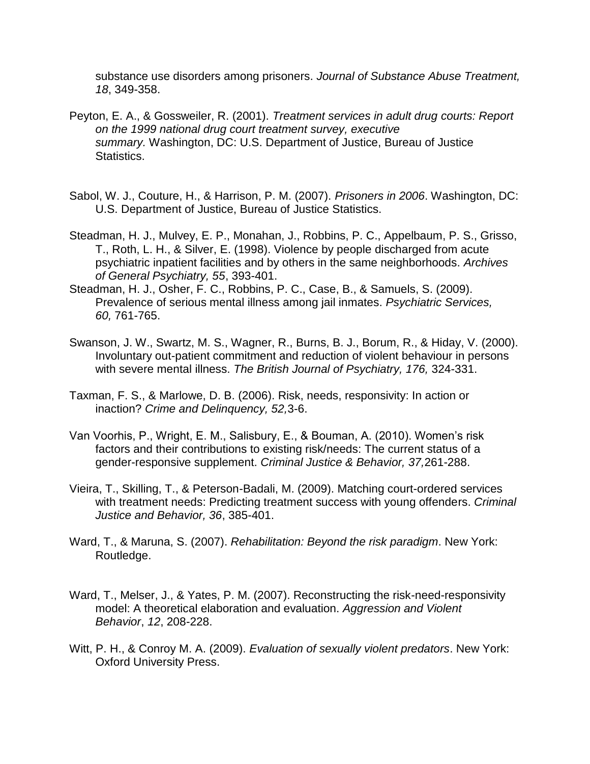substance use disorders among prisoners. *Journal of Substance Abuse Treatment, 18*, 349-358.

Peyton, E. A., & Gossweiler, R. (2001). *Treatment services in adult drug courts: Report on the 1999 national drug court treatment survey, executive summary.* Washington, DC: U.S. Department of Justice, Bureau of Justice Statistics.

Sabol, W. J., Couture, H., & Harrison, P. M. (2007). *Prisoners in 2006*. Washington, DC: U.S. Department of Justice, Bureau of Justice Statistics.

Steadman, H. J., Mulvey, E. P., Monahan, J., Robbins, P. C., Appelbaum, P. S., Grisso, T., Roth, L. H., & Silver, E. (1998). Violence by people discharged from acute psychiatric inpatient facilities and by others in the same neighborhoods. *Archives of General Psychiatry, 55*, 393-401.

Steadman, H. J., Osher, F. C., Robbins, P. C., Case, B., & Samuels, S. (2009). Prevalence of serious mental illness among jail inmates. *Psychiatric Services, 60,* 761-765.

Swanson, J. W., Swartz, M. S., Wagner, R., Burns, B. J., Borum, R., & Hiday, V. (2000). Involuntary out-patient commitment and reduction of violent behaviour in persons with severe mental illness. *The British Journal of Psychiatry, 176,* 324-331.

Taxman, F. S., & Marlowe, D. B. (2006). Risk, needs, responsivity: In action or inaction? *Crime and Delinquency, 52,*3-6.

Van Voorhis, P., Wright, E. M., Salisbury, E., & Bouman, A. (2010). Women's risk factors and their contributions to existing risk/needs: The current status of a gender-responsive supplement. *Criminal Justice & Behavior, 37,*261-288.

Vieira, T., Skilling, T., & Peterson-Badali, M. (2009). Matching court-ordered services with treatment needs: Predicting treatment success with young offenders. *Criminal Justice and Behavior, 36*, 385-401.

Ward, T., & Maruna, S. (2007). *Rehabilitation: Beyond the risk paradigm*. New York: Routledge.

Ward, T., Melser, J., & Yates, P. M. (2007). Reconstructing the risk-need-responsivity model: A theoretical elaboration and evaluation. *Aggression and Violent Behavior*, *12*, 208-228.

Witt, P. H., & Conroy M. A. (2009). *Evaluation of sexually violent predators*. New York: Oxford University Press.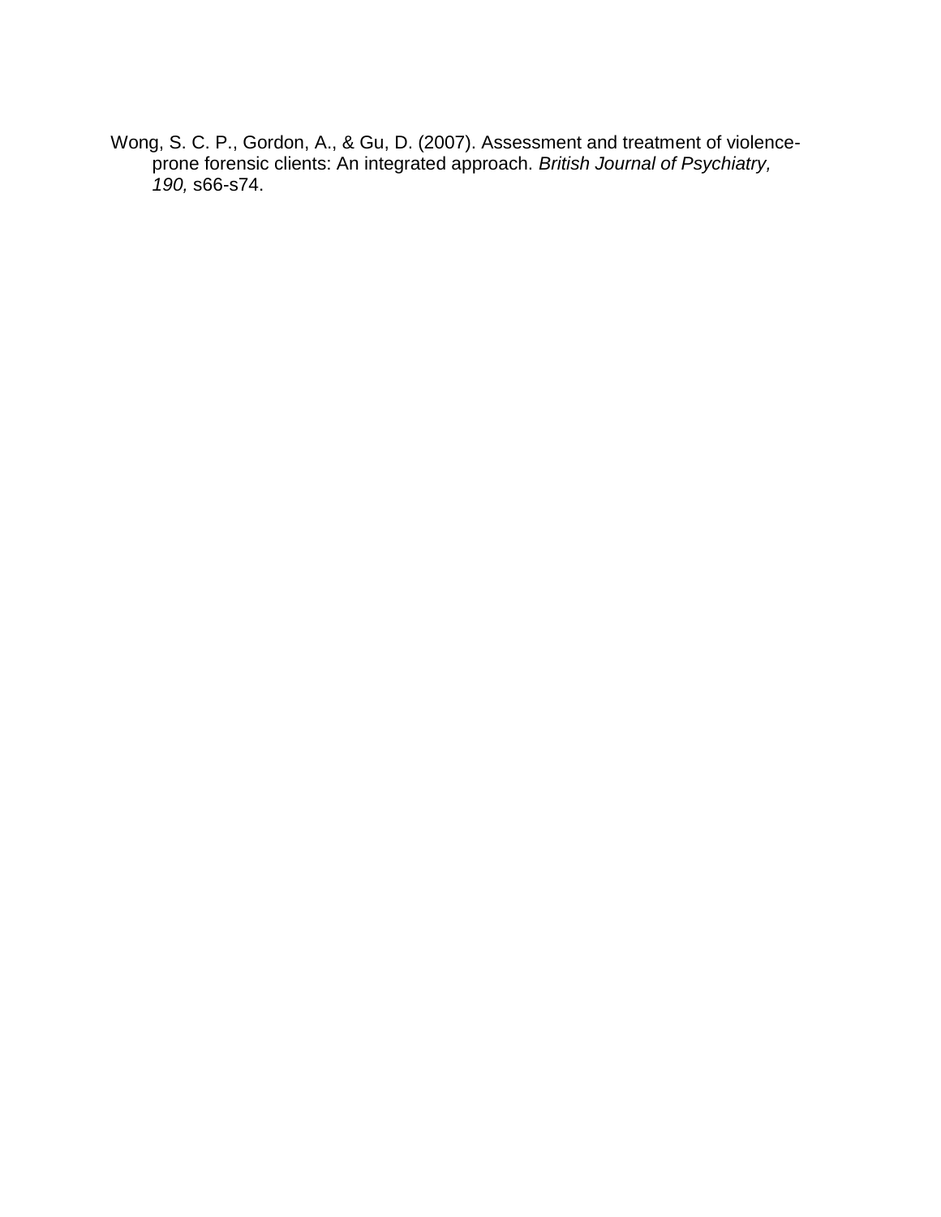Wong, S. C. P., Gordon, A., & Gu, D. (2007). Assessment and treatment of violence-prone forensic clients: An integrated approach. *British Journal of Psychiatry, 190,* s66-s74.